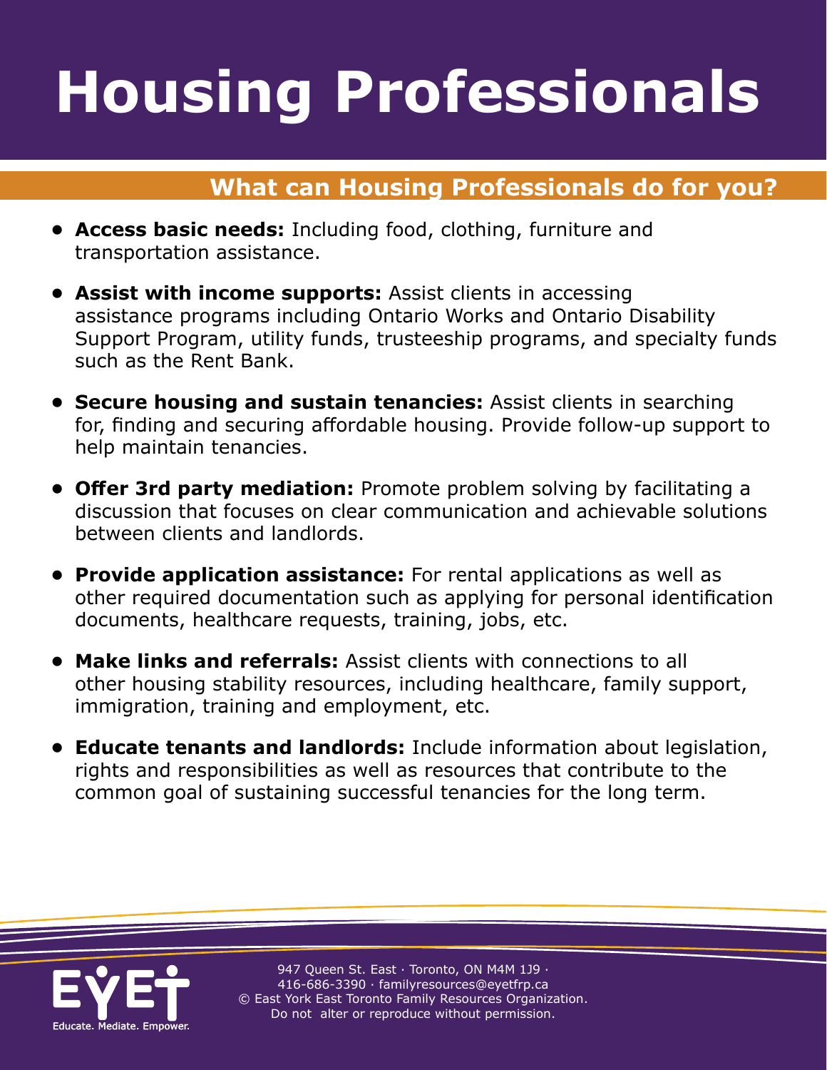# Housing Professionals

## What can Housing Professionals do for you?

- **Access basic needs:** Including food, clothing, furniture and transportation assistance.
- **Assist with income supports:** Assist clients in accessing assistance programs including Ontario Works and Ontario Disability Support Program, utility funds, trusteeship programs, and specialty funds such as the Rent Bank.
- **Secure housing and sustain tenancies:** Assist clients in searching for, finding and securing affordable housing. Provide follow-up support to help maintain tenancies.
- **Offer 3rd party mediation:** Promote problem solving by facilitating a discussion that focuses on clear communication and achievable solutions between clients and landlords.
- **Provide application assistance:** For rental applications as well as other required documentation such as applying for personal identification documents, healthcare requests, training, jobs, etc.
- **Make links and referrals:** Assist clients with connections to all other housing stability resources, including healthcare, family support, immigration, training and employment, etc.
- **Educate tenants and landlords:** Include information about legislation, rights and responsibilities as well as resources that contribute to the common goal of sustaining successful tenancies for the long term.

EYET
Educate. Mediate. Empower.

947 Queen St. East · Toronto, ON M4M 1J9 · 416-686-3390 · familyresources@eyetfrp.ca
© East York East Toronto Family Resources Organization.
Do not alter or reproduce without permission.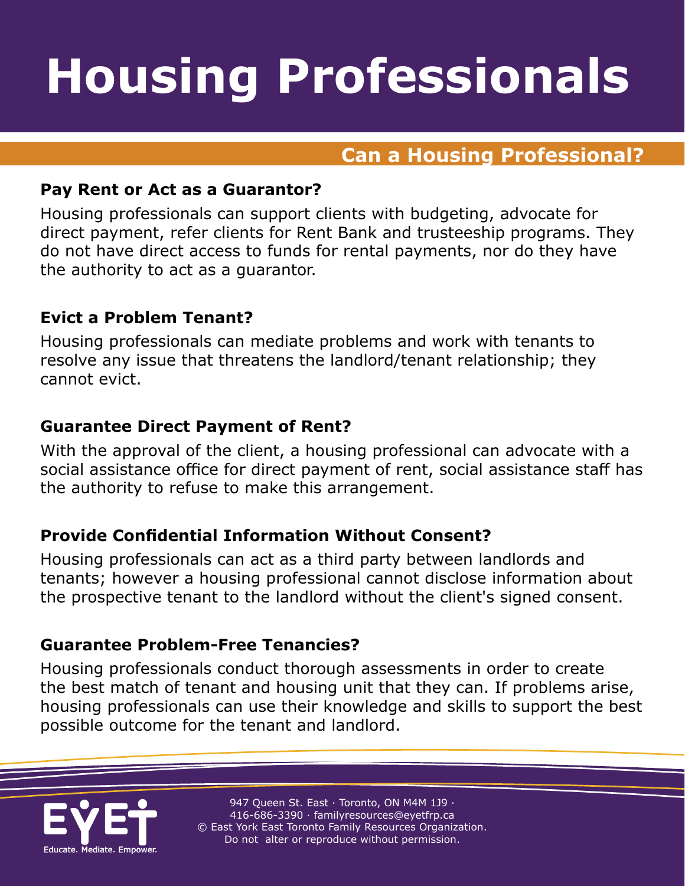# Housing Professionals

## Can a Housing Professional?

### Pay Rent or Act as a Guarantor?

Housing professionals can support clients with budgeting, advocate for direct payment, refer clients for Rent Bank and trusteeship programs. They do not have direct access to funds for rental payments, nor do they have the authority to act as a guarantor.

### Evict a Problem Tenant?

Housing professionals can mediate problems and work with tenants to resolve any issue that threatens the landlord/tenant relationship; they cannot evict.

### Guarantee Direct Payment of Rent?

With the approval of the client, a housing professional can advocate with a social assistance office for direct payment of rent, social assistance staff has the authority to refuse to make this arrangement.

### Provide Confidential Information Without Consent?

Housing professionals can act as a third party between landlords and tenants; however a housing professional cannot disclose information about the prospective tenant to the landlord without the client's signed consent.

### Guarantee Problem-Free Tenancies?

Housing professionals conduct thorough assessments in order to create the best match of tenant and housing unit that they can. If problems arise, housing professionals can use their knowledge and skills to support the best possible outcome for the tenant and landlord.

EYET Educate. Mediate. Empower.

947 Queen St. East · Toronto, ON M4M 1J9 · 416-686-3390 · familyresources@eyetfrp.ca
© East York East Toronto Family Resources Organization.
Do not alter or reproduce without permission.